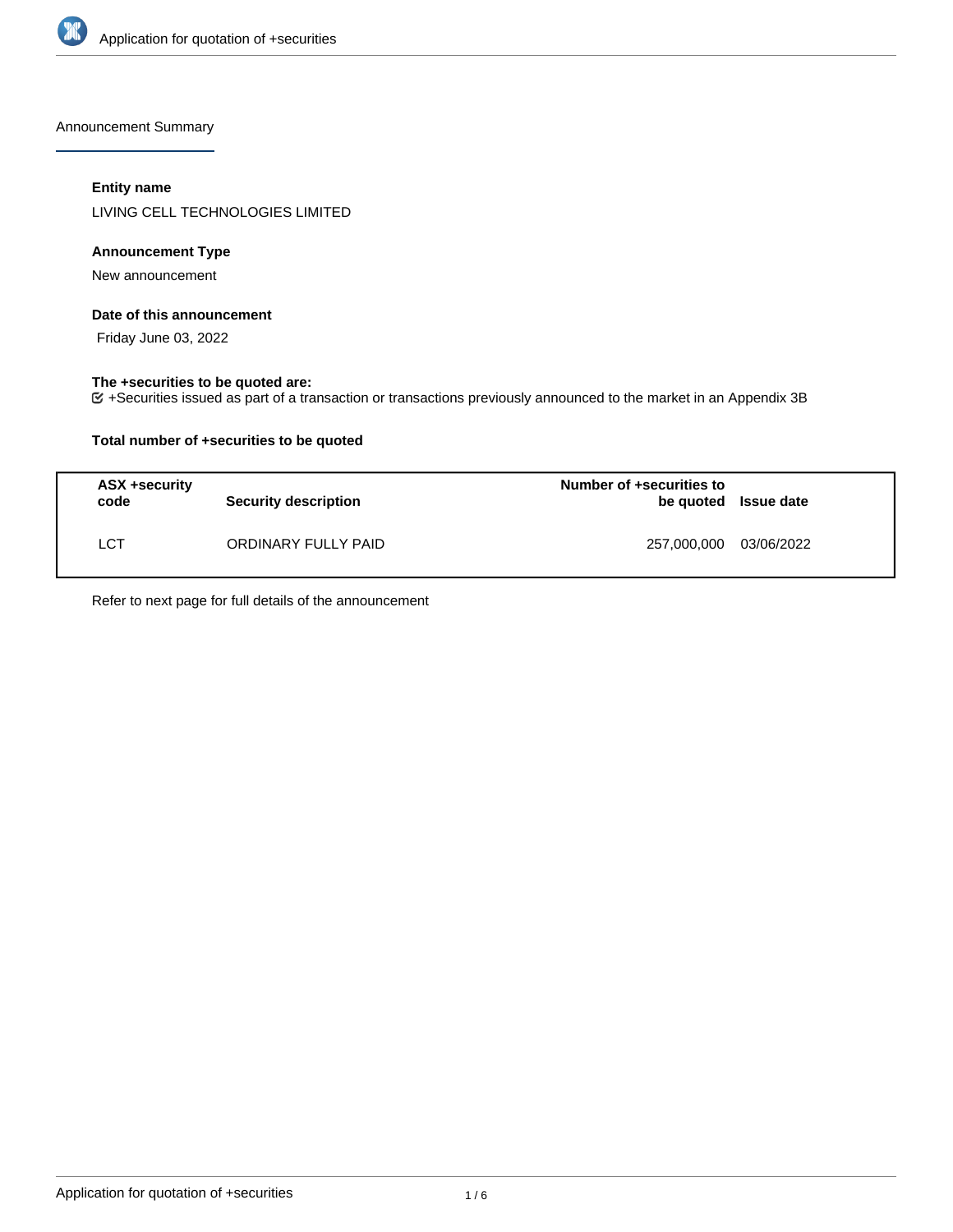# Application for quotation of +securities

## Announcement Summary

### Entity name

LIVING CELL TECHNOLOGIES LIMITED

### Announcement Type

New announcement

### Date of this announcement

Friday June 03, 2022

### The +securities to be quoted are:

+Securities issued as part of a transaction or transactions previously announced to the market in an Appendix 3B

### Total number of +securities to be quoted

| ASX +security code | Security description | Number of +securities to be quoted | Issue date |
|---|---|---|---|
| LCT | ORDINARY FULLY PAID | 257,000,000 | 03/06/2022 |

Refer to next page for full details of the announcement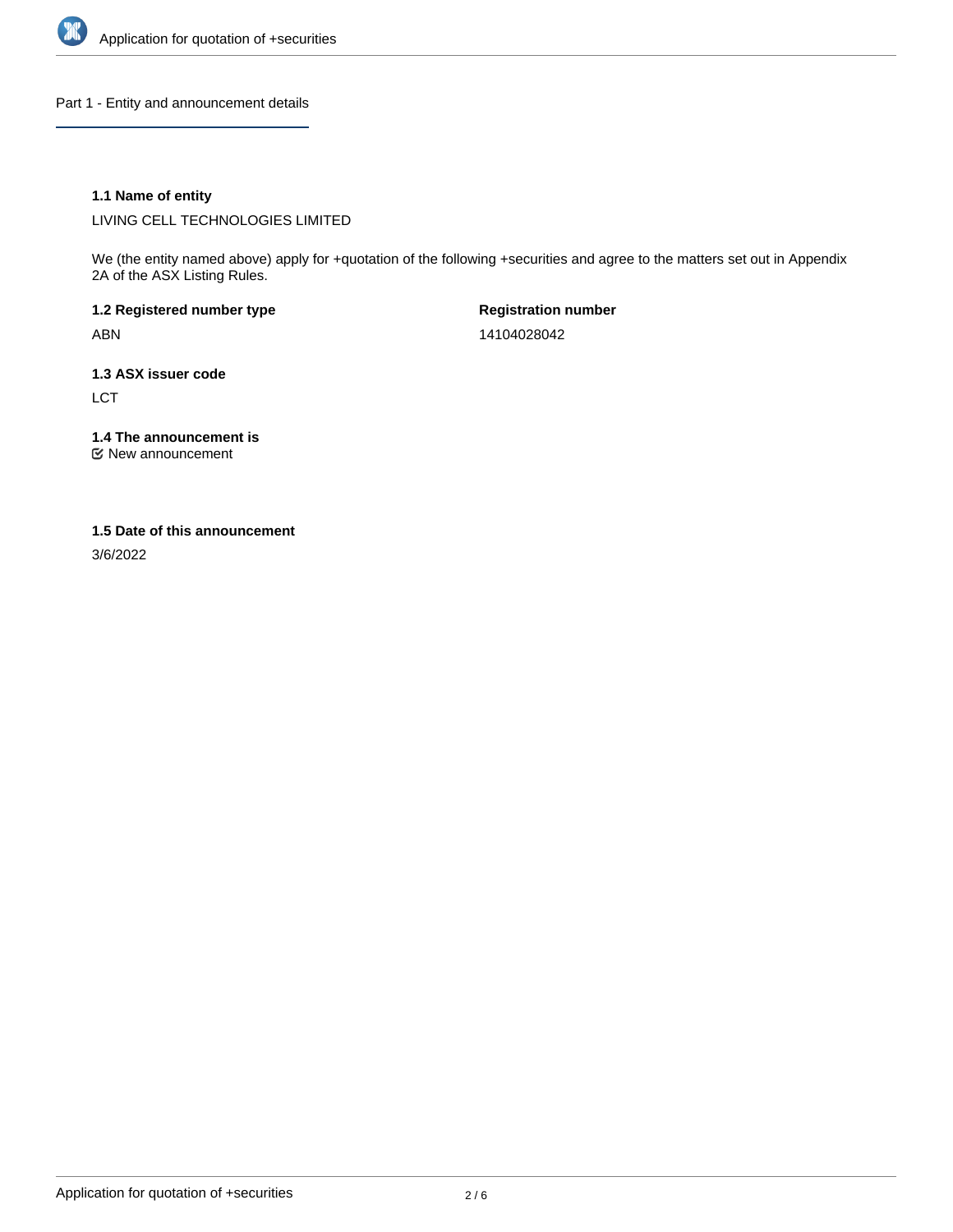## Part 1 - Entity and announcement details

### 1.1 Name of entity

LIVING CELL TECHNOLOGIES LIMITED

We (the entity named above) apply for +quotation of the following +securities and agree to the matters set out in Appendix 2A of the ASX Listing Rules.

**1.2 Registered number type**

ABN

**Registration number**

14104028042

### 1.3 ASX issuer code

LCT

### 1.4 The announcement is

☑ New announcement

### 1.5 Date of this announcement

3/6/2022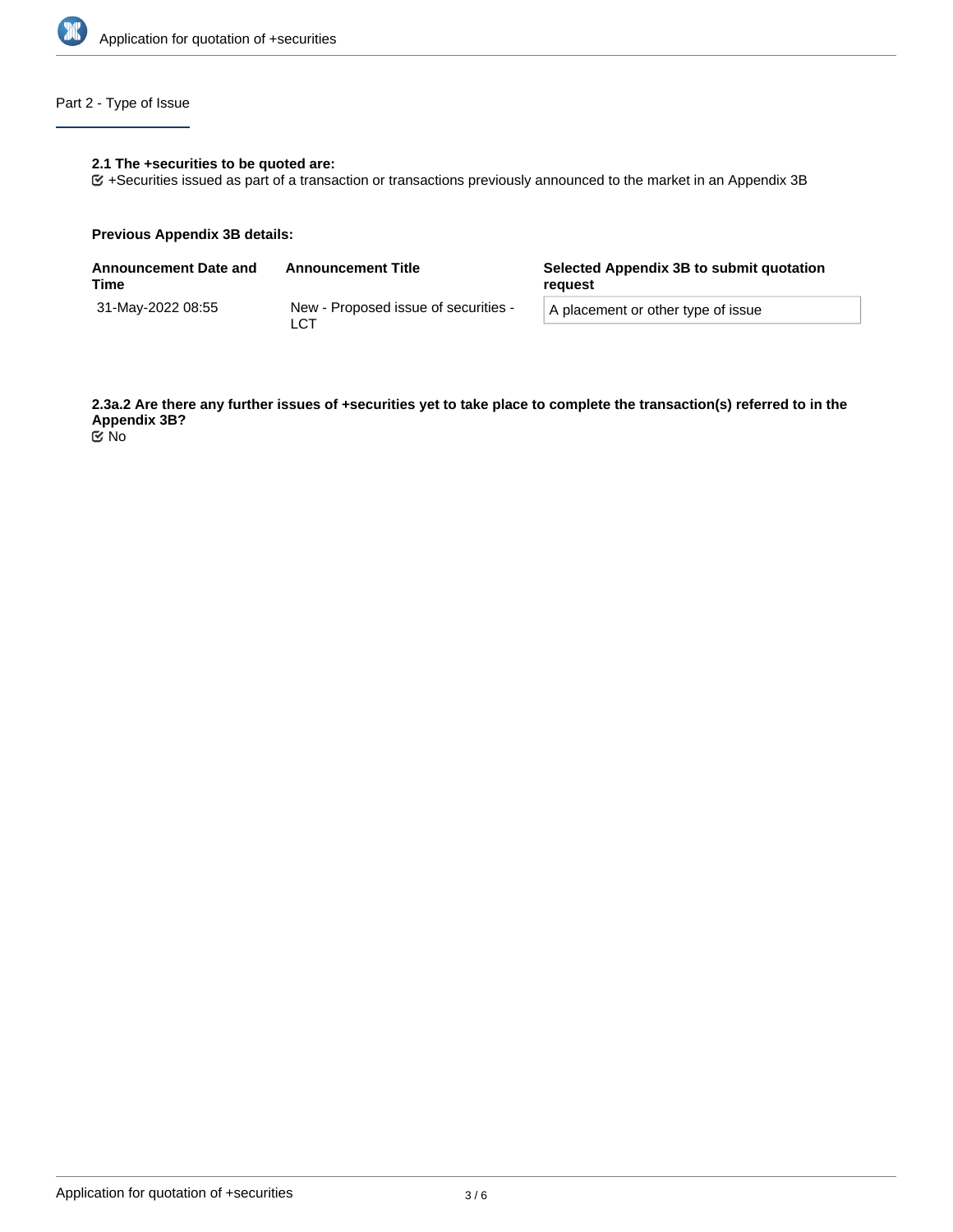## Part 2 - Type of Issue

**2.1 The +securities to be quoted are:**

☑ +Securities issued as part of a transaction or transactions previously announced to the market in an Appendix 3B

**Previous Appendix 3B details:**

| Announcement Date and Time | Announcement Title | Selected Appendix 3B to submit quotation request |
| --- | --- | --- |
| 31-May-2022 08:55 | New - Proposed issue of securities - LCT | A placement or other type of issue |

**2.3a.2 Are there any further issues of +securities yet to take place to complete the transaction(s) referred to in the Appendix 3B?**

☑ No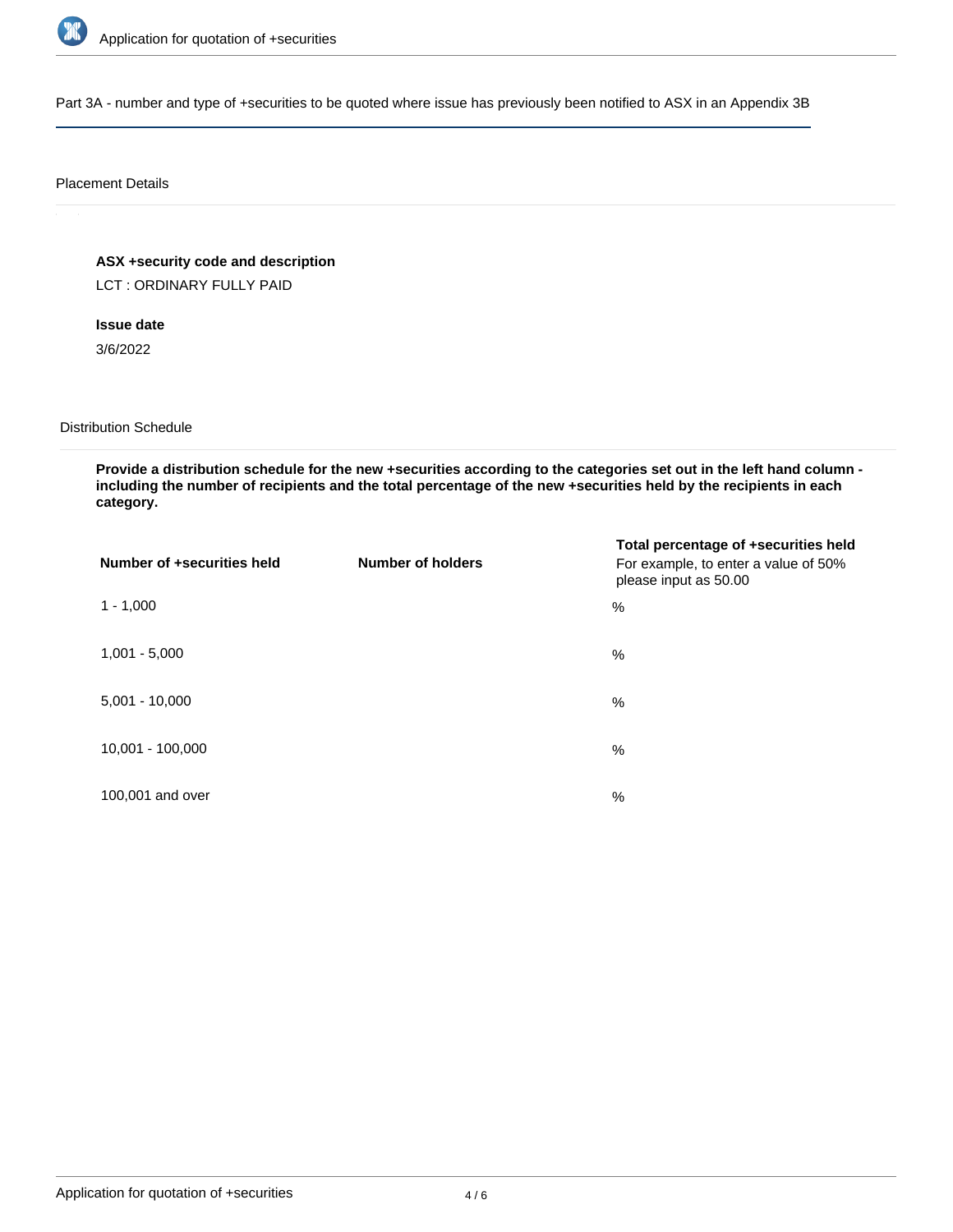## Part 3A - number and type of +securities to be quoted where issue has previously been notified to ASX in an Appendix 3B

### Placement Details

**ASX +security code and description**

LCT : ORDINARY FULLY PAID

**Issue date**

3/6/2022

### Distribution Schedule

**Provide a distribution schedule for the new +securities according to the categories set out in the left hand column - including the number of recipients and the total percentage of the new +securities held by the recipients in each category.**

| Number of +securities held | Number of holders | Total percentage of +securities held For example, to enter a value of 50% please input as 50.00 |
| --- | --- | --- |
| 1 - 1,000 | | % |
| 1,001 - 5,000 | | % |
| 5,001 - 10,000 | | % |
| 10,001 - 100,000 | | % |
| 100,001 and over | | % |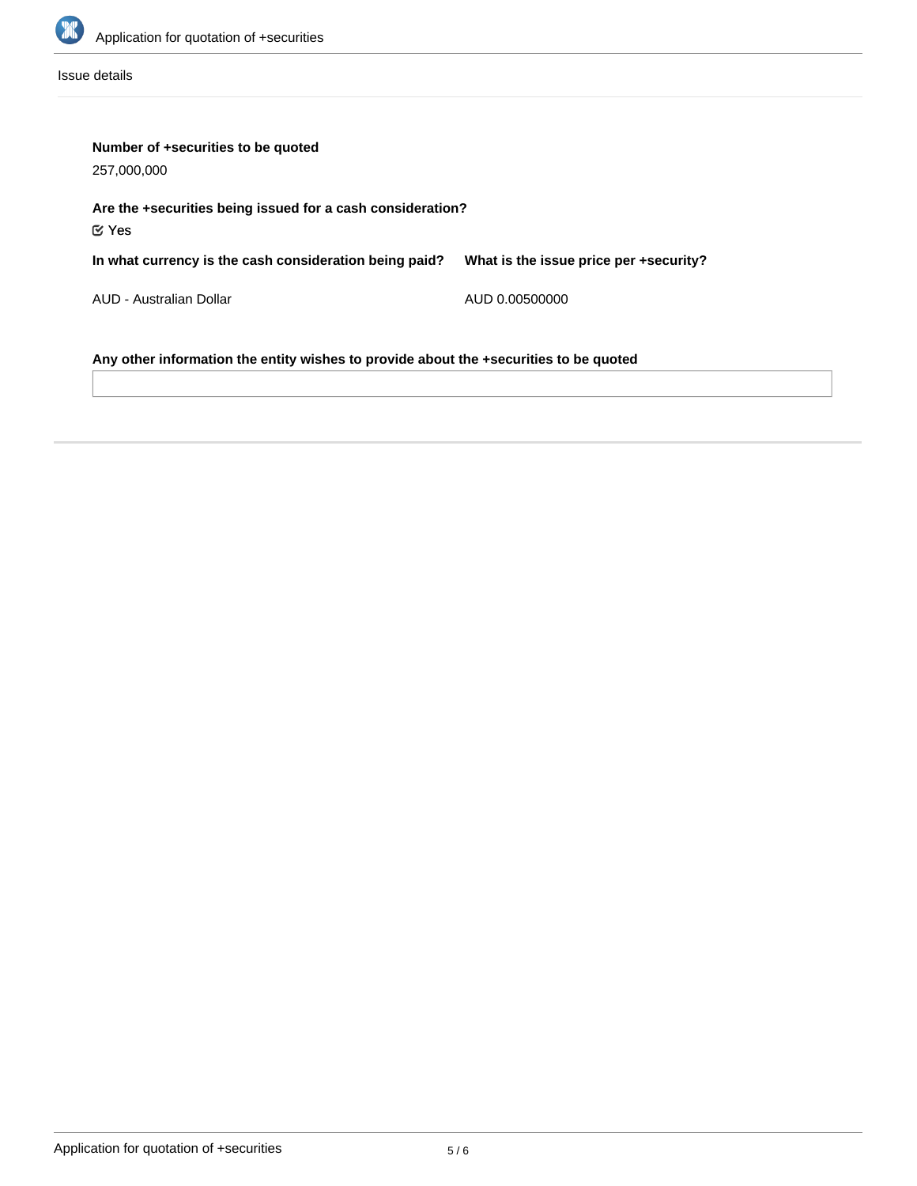Issue details

**Number of +securities to be quoted**

257,000,000

**Are the +securities being issued for a cash consideration?**

☑ Yes

| In what currency is the cash consideration being paid? | What is the issue price per +security? |
| --- | --- |
| AUD - Australian Dollar | AUD 0.00500000 |

**Any other information the entity wishes to provide about the +securities to be quoted**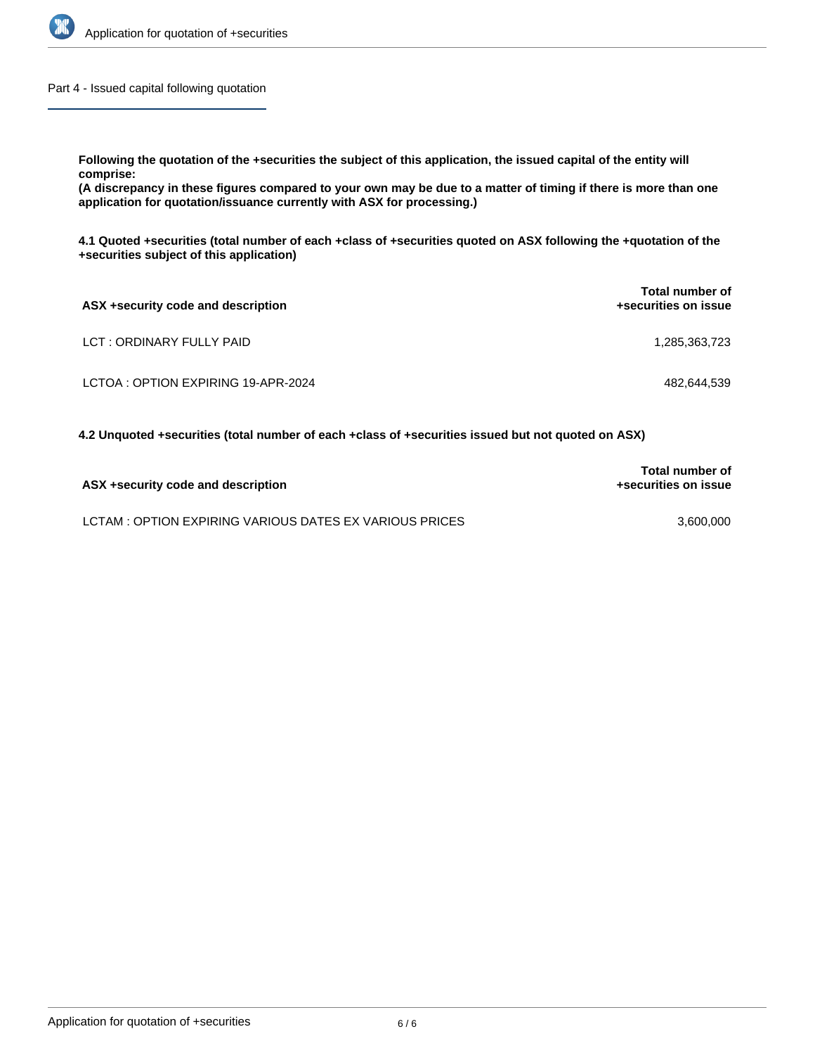## Part 4 - Issued capital following quotation

**Following the quotation of the +securities the subject of this application, the issued capital of the entity will comprise:**
**(A discrepancy in these figures compared to your own may be due to a matter of timing if there is more than one application for quotation/issuance currently with ASX for processing.)**

**4.1 Quoted +securities (total number of each +class of +securities quoted on ASX following the +quotation of the +securities subject of this application)**

| ASX +security code and description | Total number of +securities on issue |
| --- | --- |
| LCT : ORDINARY FULLY PAID | 1,285,363,723 |
| LCTOA : OPTION EXPIRING 19-APR-2024 | 482,644,539 |

**4.2 Unquoted +securities (total number of each +class of +securities issued but not quoted on ASX)**

| ASX +security code and description | Total number of +securities on issue |
| --- | --- |
| LCTAM : OPTION EXPIRING VARIOUS DATES EX VARIOUS PRICES | 3,600,000 |